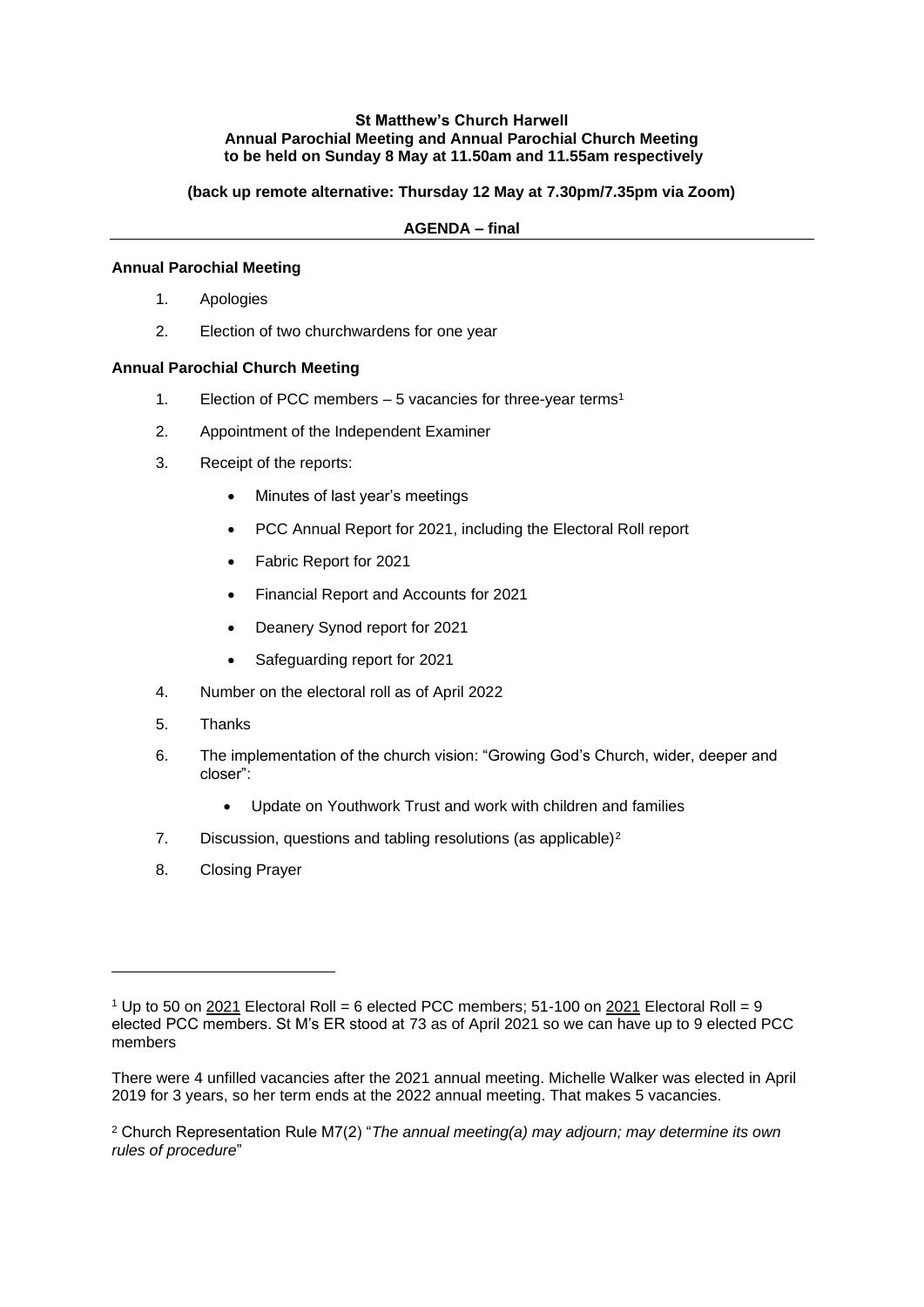**St Matthew's Church Harwell**
**Annual Parochial Meeting and Annual Parochial Church Meeting**
**to be held on Sunday 8 May at 11.50am and 11.55am respectively**

**(back up remote alternative: Thursday 12 May at 7.30pm/7.35pm via Zoom)**

**AGENDA – final**

---

**Annual Parochial Meeting**

1. Apologies
2. Election of two churchwardens for one year

**Annual Parochial Church Meeting**

1. Election of PCC members – 5 vacancies for three-year terms[1]
2. Appointment of the Independent Examiner
3. Receipt of the reports:
    - Minutes of last year's meetings
    - PCC Annual Report for 2021, including the Electoral Roll report
    - Fabric Report for 2021
    - Financial Report and Accounts for 2021
    - Deanery Synod report for 2021
    - Safeguarding report for 2021
4. Number on the electoral roll as of April 2022
5. Thanks
6. The implementation of the church vision: "Growing God's Church, wider, deeper and closer":
    - Update on Youthwork Trust and work with children and families
7. Discussion, questions and tabling resolutions (as applicable)[2]
8. Closing Prayer

---

[1] Up to 50 on <u>2021</u> Electoral Roll = 6 elected PCC members; 51-100 on <u>2021</u> Electoral Roll = 9 elected PCC members. St M's ER stood at 73 as of April 2021 so we can have up to 9 elected PCC members

There were 4 unfilled vacancies after the 2021 annual meeting. Michelle Walker was elected in April 2019 for 3 years, so her term ends at the 2022 annual meeting. That makes 5 vacancies.

[2] Church Representation Rule M7(2) "*The annual meeting(a) may adjourn; may determine its own rules of procedure*"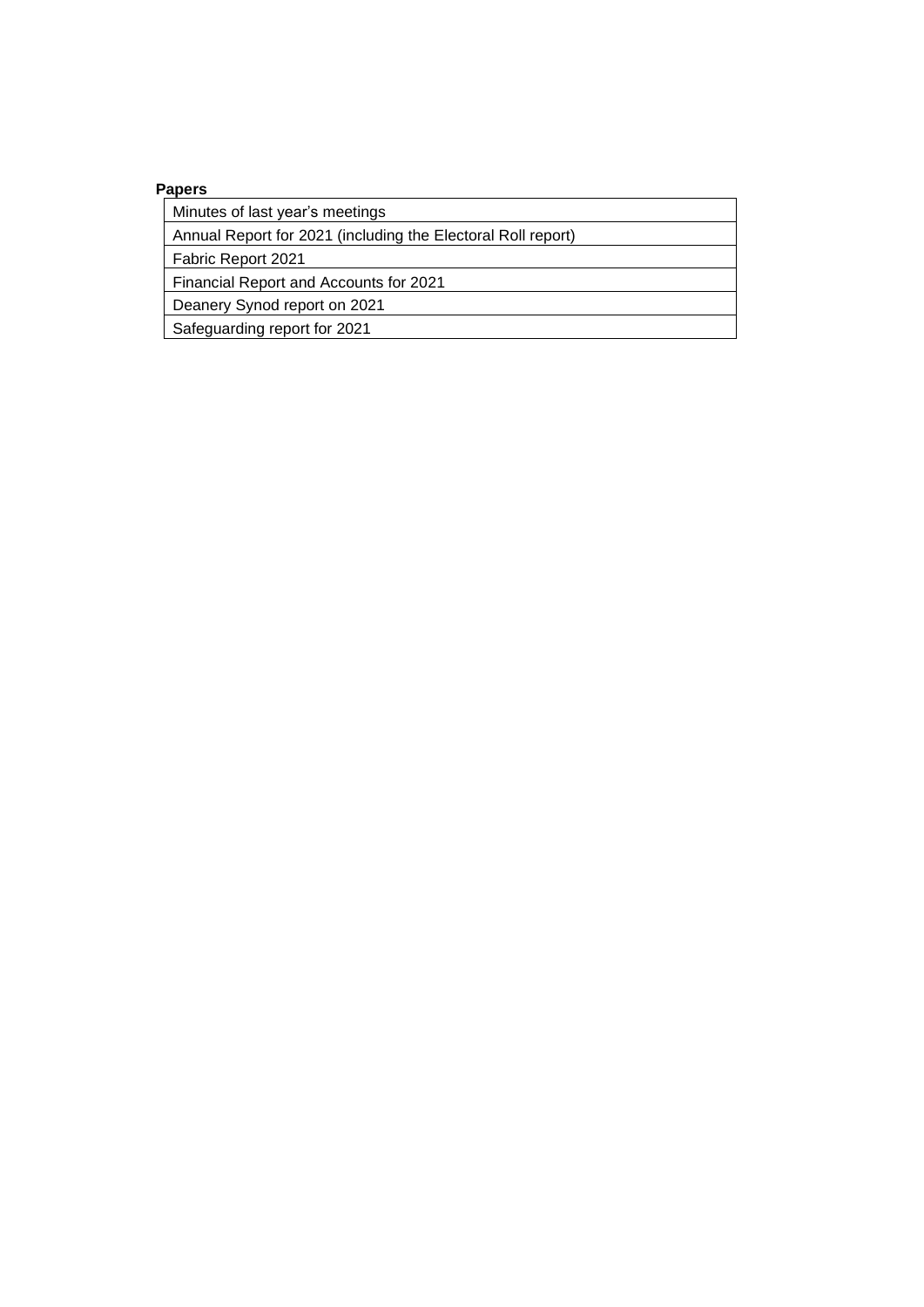**Papers**

| |
|---|
| Minutes of last year's meetings |
| Annual Report for 2021 (including the Electoral Roll report) |
| Fabric Report 2021 |
| Financial Report and Accounts for 2021 |
| Deanery Synod report on 2021 |
| Safeguarding report for 2021 |